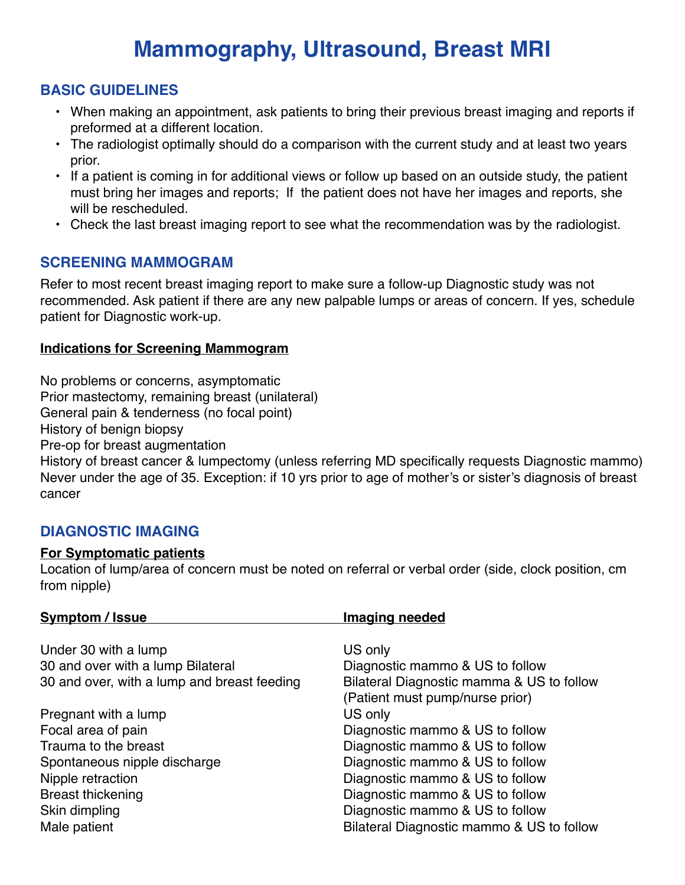# Mammography, Ultrasound, Breast MRI

## BASIC GUIDELINES

- When making an appointment, ask patients to bring their previous breast imaging and reports if preformed at a different location.
- The radiologist optimally should do a comparison with the current study and at least two years prior.
- If a patient is coming in for additional views or follow up based on an outside study, the patient must bring her images and reports; If the patient does not have her images and reports, she will be rescheduled.
- Check the last breast imaging report to see what the recommendation was by the radiologist.

## SCREENING MAMMOGRAM

Refer to most recent breast imaging report to make sure a follow-up Diagnostic study was not recommended. Ask patient if there are any new palpable lumps or areas of concern. If yes, schedule patient for Diagnostic work-up.

### Indications for Screening Mammogram

No problems or concerns, asymptomatic
Prior mastectomy, remaining breast (unilateral)
General pain & tenderness (no focal point)
History of benign biopsy
Pre-op for breast augmentation
History of breast cancer & lumpectomy (unless referring MD specifically requests Diagnostic mammo)
Never under the age of 35. Exception: if 10 yrs prior to age of mother's or sister's diagnosis of breast cancer

## DIAGNOSTIC IMAGING

### For Symptomatic patients

Location of lump/area of concern must be noted on referral or verbal order (side, clock position, cm from nipple)

| Symptom / Issue | Imaging needed |
|---|---|
| Under 30 with a lump | US only |
| 30 and over with a lump Bilateral | Diagnostic mammo & US to follow |
| 30 and over, with a lump and breast feeding | Bilateral Diagnostic mamma & US to follow (Patient must pump/nurse prior) |
| Pregnant with a lump | US only |
| Focal area of pain | Diagnostic mammo & US to follow |
| Trauma to the breast | Diagnostic mammo & US to follow |
| Spontaneous nipple discharge | Diagnostic mammo & US to follow |
| Nipple retraction | Diagnostic mammo & US to follow |
| Breast thickening | Diagnostic mammo & US to follow |
| Skin dimpling | Diagnostic mammo & US to follow |
| Male patient | Bilateral Diagnostic mammo & US to follow |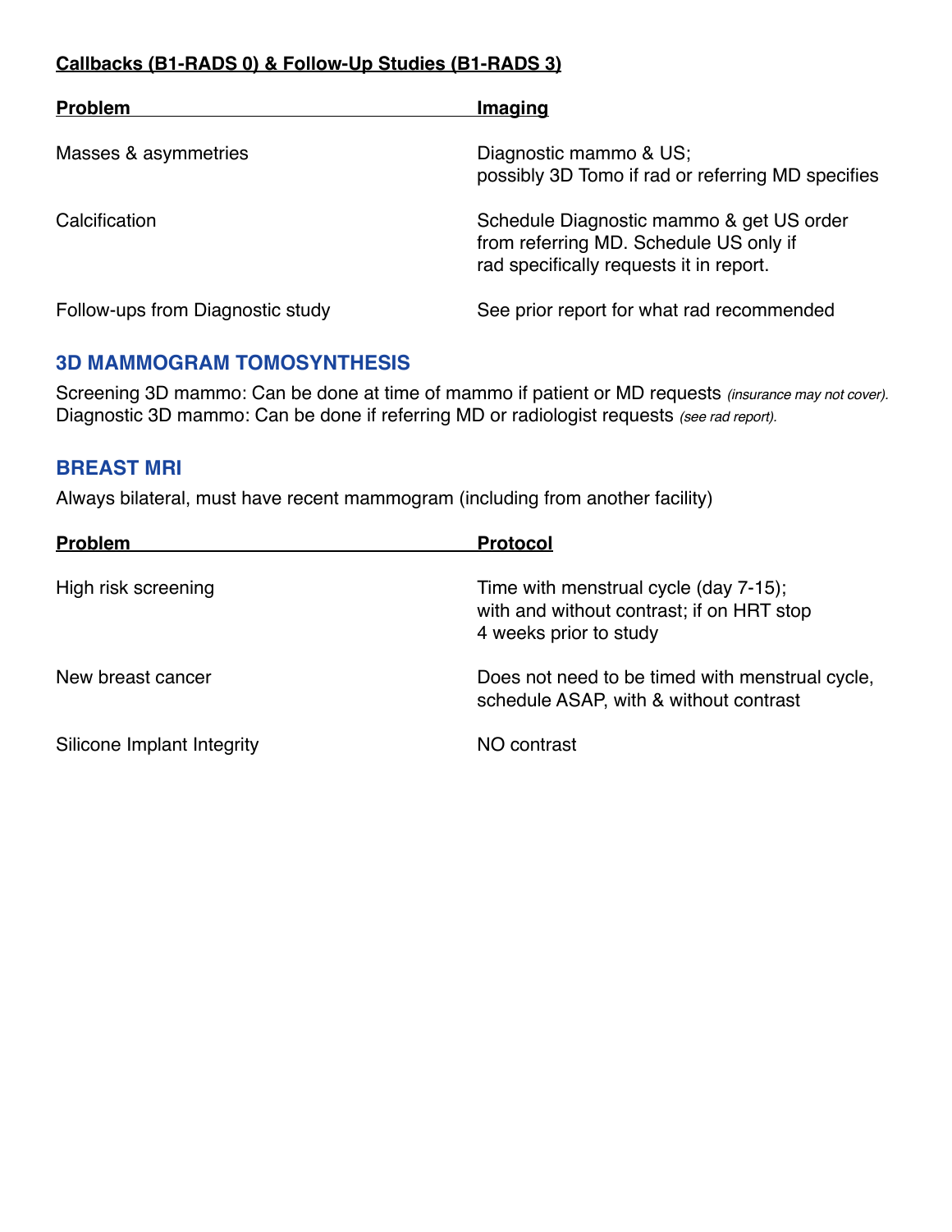**Callbacks (B1-RADS 0) & Follow-Up Studies (B1-RADS 3)**

| Problem | Imaging |
|---|---|
| Masses & asymmetries | Diagnostic mammo & US; possibly 3D Tomo if rad or referring MD specifies |
| Calcification | Schedule Diagnostic mammo & get US order from referring MD. Schedule US only if rad specifically requests it in report. |
| Follow-ups from Diagnostic study | See prior report for what rad recommended |

## 3D MAMMOGRAM TOMOSYNTHESIS

Screening 3D mammo: Can be done at time of mammo if patient or MD requests *(insurance may not cover).*
Diagnostic 3D mammo: Can be done if referring MD or radiologist requests *(see rad report).*

## BREAST MRI

Always bilateral, must have recent mammogram (including from another facility)

| Problem | Protocol |
|---|---|
| High risk screening | Time with menstrual cycle (day 7-15); with and without contrast; if on HRT stop 4 weeks prior to study |
| New breast cancer | Does not need to be timed with menstrual cycle, schedule ASAP, with & without contrast |
| Silicone Implant Integrity | NO contrast |